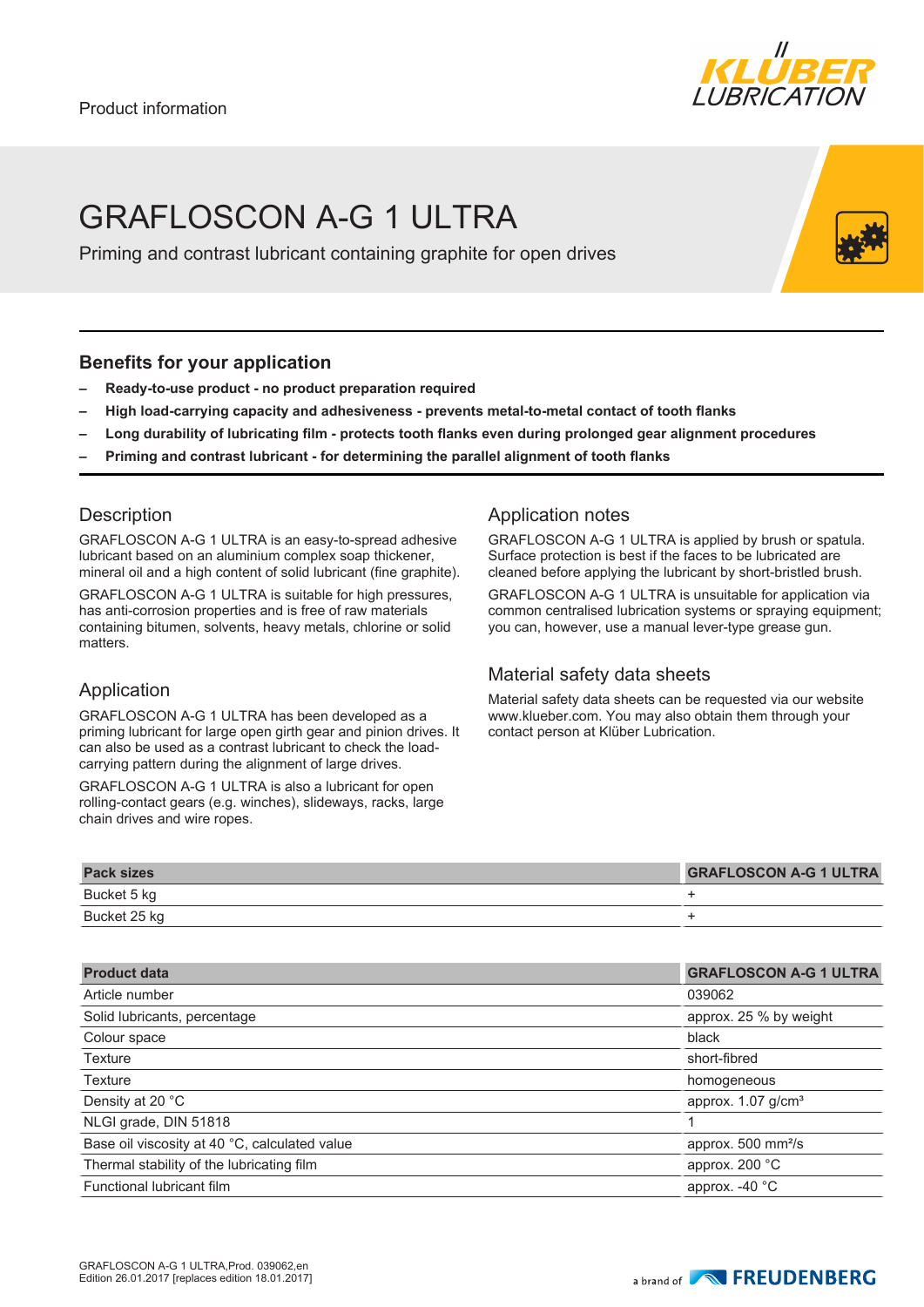Product information

# GRAFLOSCON A-G 1 ULTRA

Priming and contrast lubricant containing graphite for open drives

## Benefits for your application

- **Ready-to-use product - no product preparation required**
- **High load-carrying capacity and adhesiveness - prevents metal-to-metal contact of tooth flanks**
- **Long durability of lubricating film - protects tooth flanks even during prolonged gear alignment procedures**
- **Priming and contrast lubricant - for determining the parallel alignment of tooth flanks**

## Description

GRAFLOSCON A-G 1 ULTRA is an easy-to-spread adhesive lubricant based on an aluminium complex soap thickener, mineral oil and a high content of solid lubricant (fine graphite).

GRAFLOSCON A-G 1 ULTRA is suitable for high pressures, has anti-corrosion properties and is free of raw materials containing bitumen, solvents, heavy metals, chlorine or solid matters.

## Application

GRAFLOSCON A-G 1 ULTRA has been developed as a priming lubricant for large open girth gear and pinion drives. It can also be used as a contrast lubricant to check the load-carrying pattern during the alignment of large drives.

GRAFLOSCON A-G 1 ULTRA is also a lubricant for open rolling-contact gears (e.g. winches), slideways, racks, large chain drives and wire ropes.

## Application notes

GRAFLOSCON A-G 1 ULTRA is applied by brush or spatula. Surface protection is best if the faces to be lubricated are cleaned before applying the lubricant by short-bristled brush.

GRAFLOSCON A-G 1 ULTRA is unsuitable for application via common centralised lubrication systems or spraying equipment; you can, however, use a manual lever-type grease gun.

## Material safety data sheets

Material safety data sheets can be requested via our website www.klueber.com. You may also obtain them through your contact person at Klüber Lubrication.

| Pack sizes | GRAFLOSCON A-G 1 ULTRA |
|---|---|
| Bucket 5 kg | + |
| Bucket 25 kg | + |

| Product data | GRAFLOSCON A-G 1 ULTRA |
|---|---|
| Article number | 039062 |
| Solid lubricants, percentage | approx. 25 % by weight |
| Colour space | black |
| Texture | short-fibred |
| Texture | homogeneous |
| Density at 20 °C | approx. 1.07 g/cm³ |
| NLGI grade, DIN 51818 | 1 |
| Base oil viscosity at 40 °C, calculated value | approx. 500 mm²/s |
| Thermal stability of the lubricating film | approx. 200 °C |
| Functional lubricant film | approx. -40 °C |

GRAFLOSCON A-G 1 ULTRA,Prod. 039062,en
Edition 26.01.2017 [replaces edition 18.01.2017]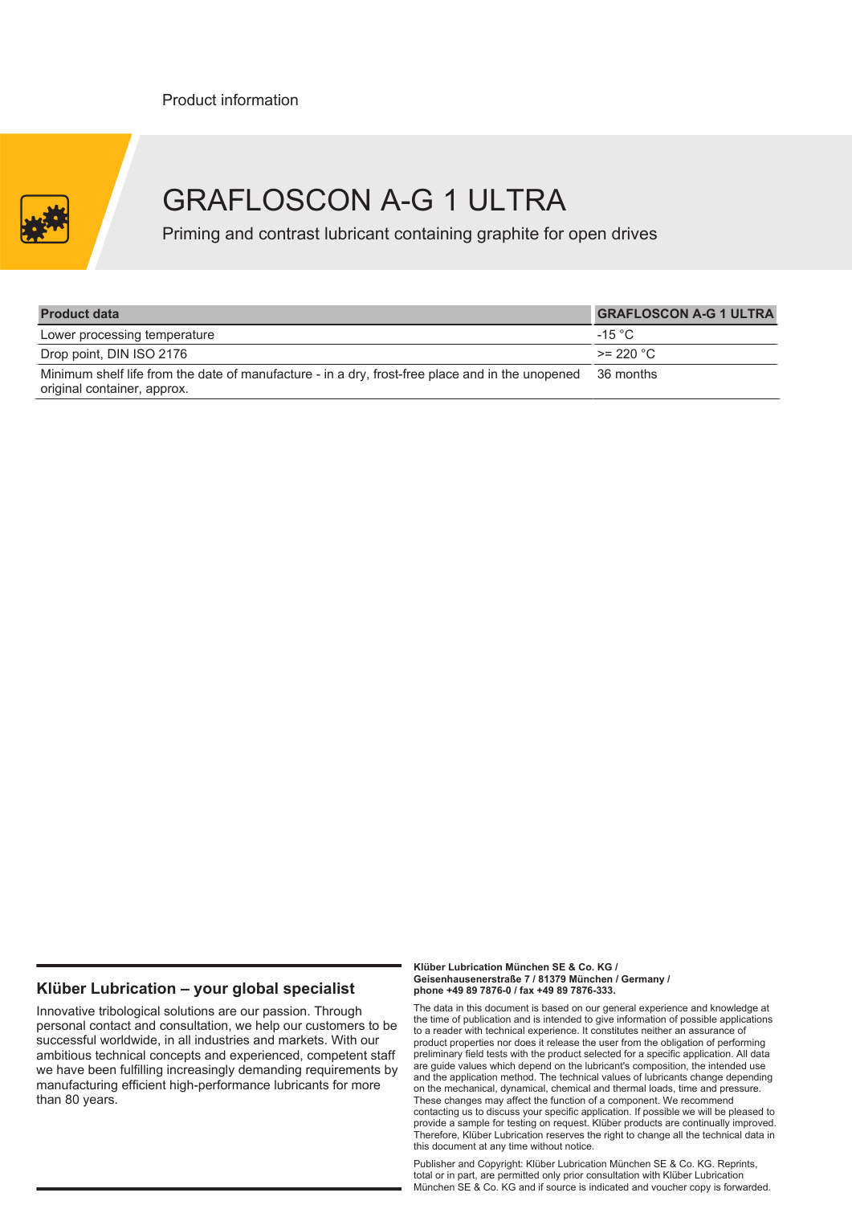Product information

# GRAFLOSCON A-G 1 ULTRA

Priming and contrast lubricant containing graphite for open drives

| Product data | GRAFLOSCON A-G 1 ULTRA |
|---|---|
| Lower processing temperature | -15 °C |
| Drop point, DIN ISO 2176 | >= 220 °C |
| Minimum shelf life from the date of manufacture - in a dry, frost-free place and in the unopened original container, approx. | 36 months |

## Klüber Lubrication – your global specialist

Innovative tribological solutions are our passion. Through personal contact and consultation, we help our customers to be successful worldwide, in all industries and markets. With our ambitious technical concepts and experienced, competent staff we have been fulfilling increasingly demanding requirements by manufacturing efficient high-performance lubricants for more than 80 years.

**Klüber Lubrication München SE & Co. KG / Geisenhausenerstraße 7 / 81379 München / Germany / phone +49 89 7876-0 / fax +49 89 7876-333.**

The data in this document is based on our general experience and knowledge at the time of publication and is intended to give information of possible applications to a reader with technical experience. It constitutes neither an assurance of product properties nor does it release the user from the obligation of performing preliminary field tests with the product selected for a specific application. All data are guide values which depend on the lubricant's composition, the intended use and the application method. The technical values of lubricants change depending on the mechanical, dynamical, chemical and thermal loads, time and pressure. These changes may affect the function of a component. We recommend contacting us to discuss your specific application. If possible we will be pleased to provide a sample for testing on request. Klüber products are continually improved. Therefore, Klüber Lubrication reserves the right to change all the technical data in this document at any time without notice.

Publisher and Copyright: Klüber Lubrication München SE & Co. KG. Reprints, total or in part, are permitted only prior consultation with Klüber Lubrication München SE & Co. KG and if source is indicated and voucher copy is forwarded.